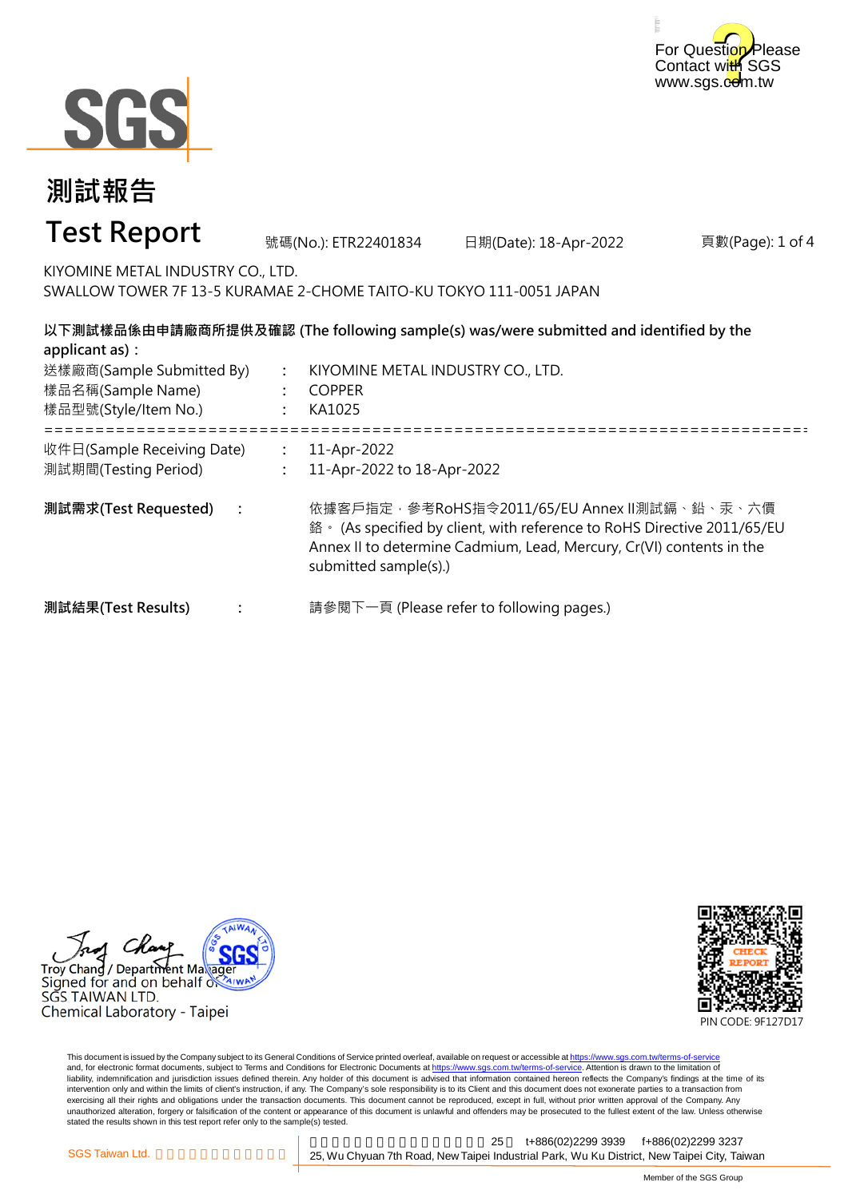For Question Please
Contact with SGS
www.sgs.com.tw

# 測試報告

# Test Report

號碼(No.): ETR22401834　　日期(Date): 18-Apr-2022

KIYOMINE METAL INDUSTRY CO., LTD.
SWALLOW TOWER 7F 13-5 KURAMAE 2-CHOME TAITO-KU TOKYO 111-0051 JAPAN

**以下測試樣品係由申請廠商所提供及確認 (The following sample(s) was/were submitted and identified by the applicant as)：**

送樣廠商(Sample Submitted By) : KIYOMINE METAL INDUSTRY CO., LTD.
樣品名稱(Sample Name) : COPPER
樣品型號(Style/Item No.) : KA1025

===========================================================================

收件日(Sample Receiving Date) : 11-Apr-2022
測試期間(Testing Period) : 11-Apr-2022 to 18-Apr-2022

**測試需求(Test Requested)** : 依據客戶指定，參考RoHS指令2011/65/EU Annex II測試鎘、鉛、汞、六價鉻。 (As specified by client, with reference to RoHS Directive 2011/65/EU Annex II to determine Cadmium, Lead, Mercury, Cr(VI) contents in the submitted sample(s).)

**測試結果(Test Results)** : 請參閱下一頁 (Please refer to following pages.)

Troy Chang / Department Manager
Signed for and on behalf of
SGS TAIWAN LTD.
Chemical Laboratory - Taipei

PIN CODE: 9F127D17

This document is issued by the Company subject to its General Conditions of Service printed overleaf, available on request or accessible at https://www.sgs.com.tw/terms-of-service and, for electronic format documents, subject to Terms and Conditions for Electronic Documents at https://www.sgs.com.tw/terms-of-service. Attention is drawn to the limitation of liability, indemnification and jurisdiction issues defined therein. Any holder of this document is advised that information contained hereon reflects the Company's findings at the time of its intervention only and within the limits of client's instruction, if any. The Company's sole responsibility is to its Client and this document does not exonerate parties to a transaction from exercising all their rights and obligations under the transaction documents. This document cannot be reproduced, except in full, without prior written approval of the Company. Any unauthorized alteration, forgery or falsification of the content or appearance of this document is unlawful and offenders may be prosecuted to the fullest extent of the law. Unless otherwise stated the results shown in this test report refer only to the sample(s) tested.

SGS Taiwan Ltd. 25, Wu Chyuan 7th Road, New Taipei Industrial Park, Wu Ku District, New Taipei City, Taiwan　t+886(02)2299 3939　f+886(02)2299 3237

Member of the SGS Group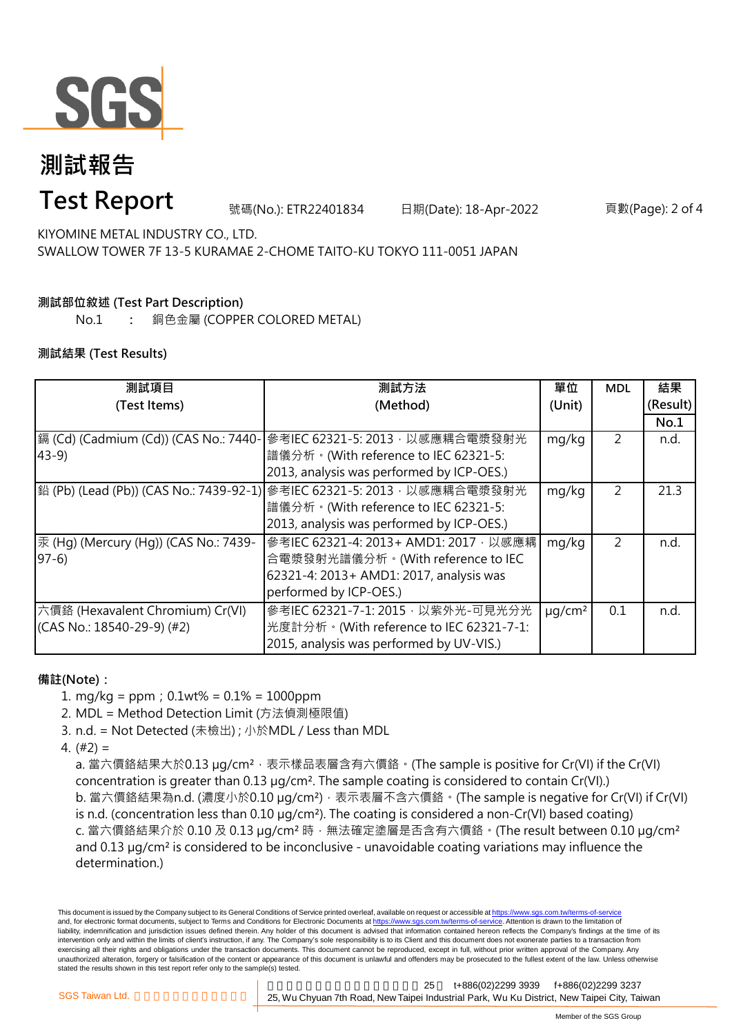# 測試報告

# Test Report

號碼(No.): ETR22401834　日期(Date): 18-Apr-2022

KIYOMINE METAL INDUSTRY CO., LTD.
SWALLOW TOWER 7F 13-5 KURAMAE 2-CHOME TAITO-KU TOKYO 111-0051 JAPAN

**測試部位敘述 (Test Part Description)**

No.1　:　銅色金屬 (COPPER COLORED METAL)

**測試結果 (Test Results)**

| 測試項目 (Test Items) | 測試方法 (Method) | 單位 (Unit) | MDL | 結果 (Result) No.1 |
|---|---|---|---|---|
| 鎘 (Cd) (Cadmium (Cd)) (CAS No.: 7440-43-9) | 參考IEC 62321-5: 2013，以感應耦合電漿發射光譜儀分析。(With reference to IEC 62321-5: 2013, analysis was performed by ICP-OES.) | mg/kg | 2 | n.d. |
| 鉛 (Pb) (Lead (Pb)) (CAS No.: 7439-92-1) | 參考IEC 62321-5: 2013，以感應耦合電漿發射光譜儀分析。(With reference to IEC 62321-5: 2013, analysis was performed by ICP-OES.) | mg/kg | 2 | 21.3 |
| 汞 (Hg) (Mercury (Hg)) (CAS No.: 7439-97-6) | 參考IEC 62321-4: 2013+ AMD1: 2017，以感應耦合電漿發射光譜儀分析。(With reference to IEC 62321-4: 2013+ AMD1: 2017, analysis was performed by ICP-OES.) | mg/kg | 2 | n.d. |
| 六價鉻 (Hexavalent Chromium) Cr(VI) (CAS No.: 18540-29-9) (#2) | 參考IEC 62321-7-1: 2015，以紫外光-可見光分光光度計分析。(With reference to IEC 62321-7-1: 2015, analysis was performed by UV-VIS.) | μg/cm² | 0.1 | n.d. |

**備註(Note)：**

1. mg/kg = ppm；0.1wt% = 0.1% = 1000ppm
2. MDL = Method Detection Limit (方法偵測極限值)
3. n.d. = Not Detected (未檢出)；小於MDL / Less than MDL
4. (#2) =
   a. 當六價鉻結果大於0.13 μg/cm²，表示樣品表層含有六價鉻。(The sample is positive for Cr(VI) if the Cr(VI) concentration is greater than 0.13 μg/cm². The sample coating is considered to contain Cr(VI).)
   b. 當六價鉻結果為n.d. (濃度小於0.10 μg/cm²)，表示表層不含六價鉻。(The sample is negative for Cr(VI) if Cr(VI) is n.d. (concentration less than 0.10 μg/cm²). The coating is considered a non-Cr(VI) based coating)
   c. 當六價鉻結果介於 0.10 及 0.13 μg/cm² 時，無法確定塗層是否含有六價鉻。(The result between 0.10 μg/cm² and 0.13 μg/cm² is considered to be inconclusive - unavoidable coating variations may influence the determination.)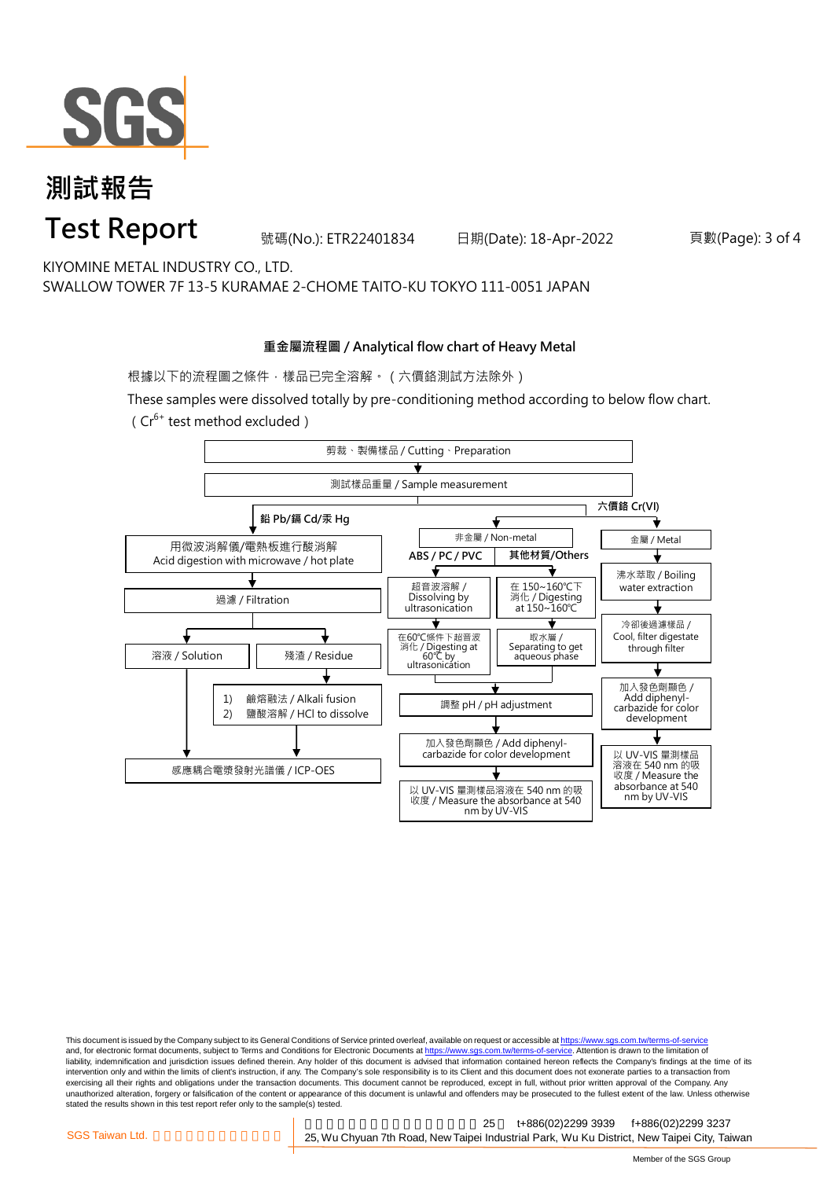# 測試報告

# Test Report

號碼(No.): ETR22401834　　日期(Date): 18-Apr-2022

KIYOMINE METAL INDUSTRY CO., LTD.
SWALLOW TOWER 7F 13-5 KURAMAE 2-CHOME TAITO-KU TOKYO 111-0051 JAPAN

### 重金屬流程圖 / Analytical flow chart of Heavy Metal

根據以下的流程圖之條件，樣品已完全溶解。（六價鉻測試方法除外）

These samples were dissolved totally by pre-conditioning method according to below flow chart.
（$Cr^{6+}$ test method excluded）

剪裁、製備樣品 / Cutting、Preparation

↓

測試樣品重量 / Sample measurement

**鉛 Pb/鎘 Cd/汞 Hg**

- 用微波消解儀/電熱板進行酸消解 / Acid digestion with microwave / hot plate
- ↓ 過濾 / Filtration
- ↓ 溶液 / Solution → 感應耦合電漿發射光譜儀 / ICP-OES
- ↓ 殘渣 / Residue
  - 1) 鹼熔融法 / Alkali fusion
  - 2) 鹽酸溶解 / HCl to dissolve
  - ↓ 感應耦合電漿發射光譜儀 / ICP-OES

**六價鉻 Cr(VI)**

非金屬 / Non-metal

- **ABS / PC / PVC**
  - 超音波溶解 / Dissolving by ultrasonication
  - ↓ 在60℃條件下超音波消化 / Digesting at 60℃ by ultrasonication
- **其他材質/Others**
  - 在 150~160℃下消化 / Digesting at 150~160℃
  - ↓ 取水層 / Separating to get aqueous phase
- ↓ 調整 pH / pH adjustment
- ↓ 加入發色劑顯色 / Add diphenyl-carbazide for color development
- ↓ 以 UV-VIS 量測樣品溶液在 540 nm 的吸收度 / Measure the absorbance at 540 nm by UV-VIS

金屬 / Metal

- 沸水萃取 / Boiling water extraction
- ↓ 冷卻後過濾樣品 / Cool, filter digestate through filter
- ↓ 加入發色劑顯色 / Add diphenyl-carbazide for color development
- ↓ 以 UV-VIS 量測樣品溶液在 540 nm 的吸收度 / Measure the absorbance at 540 nm by UV-VIS

This document is issued by the Company subject to its General Conditions of Service printed overleaf, available on request or accessible at https://www.sgs.com.tw/terms-of-service and, for electronic format documents, subject to Terms and Conditions for Electronic Documents at https://www.sgs.com.tw/terms-of-service. Attention is drawn to the limitation of liability, indemnification and jurisdiction issues defined therein. Any holder of this document is advised that information contained hereon reflects the Company's findings at the time of its intervention only and within the limits of client's instruction, if any. The Company's sole responsibility is to its Client and this document does not exonerate parties to a transaction from exercising all their rights and obligations under the transaction documents. This document cannot be reproduced, except in full, without prior written approval of the Company. Any unauthorized alteration, forgery or falsification of the content or appearance of this document is unlawful and offenders may be prosecuted to the fullest extent of the law. Unless otherwise stated the results shown in this test report refer only to the sample(s) tested.

SGS Taiwan Ltd. | 25, Wu Chyuan 7th Road, New Taipei Industrial Park, Wu Ku District, New Taipei City, Taiwan | t+886(02)2299 3939 f+886(02)2299 3237

Member of the SGS Group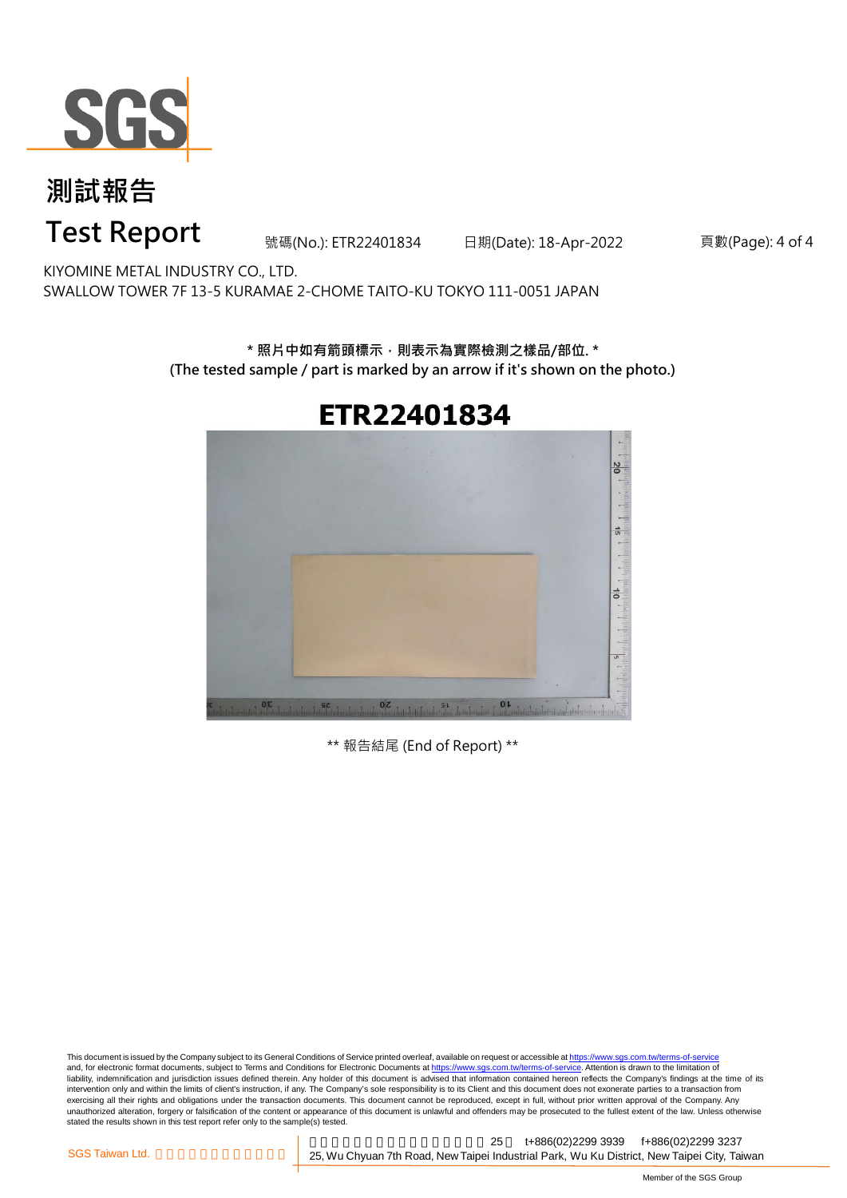# 測試報告

# Test Report

號碼(No.): ETR22401834　日期(Date): 18-Apr-2022

KIYOMINE METAL INDUSTRY CO., LTD.
SWALLOW TOWER 7F 13-5 KURAMAE 2-CHOME TAITO-KU TOKYO 111-0051 JAPAN

**\* 照片中如有箭頭標示，則表示為實際檢測之樣品/部位. \***
**(The tested sample / part is marked by an arrow if it's shown on the photo.)**

## ETR22401834

** 報告結尾 (End of Report) **

This document is issued by the Company subject to its General Conditions of Service printed overleaf, available on request or accessible at https://www.sgs.com.tw/terms-of-service and, for electronic format documents, subject to Terms and Conditions for Electronic Documents at https://www.sgs.com.tw/terms-of-service. Attention is drawn to the limitation of liability, indemnification and jurisdiction issues defined therein. Any holder of this document is advised that information contained hereon reflects the Company's findings at the time of its intervention only and within the limits of client's instruction, if any. The Company's sole responsibility is to its Client and this document does not exonerate parties to a transaction from exercising all their rights and obligations under the transaction documents. This document cannot be reproduced, except in full, without prior written approval of the Company. Any unauthorized alteration, forgery or falsification of the content or appearance of this document is unlawful and offenders may be prosecuted to the fullest extent of the law. Unless otherwise stated the results shown in this test report refer only to the sample(s) tested.

SGS Taiwan Ltd. | 25 t+886(02)2299 3939 f+886(02)2299 3237
25, Wu Chyuan 7th Road, New Taipei Industrial Park, Wu Ku District, New Taipei City, Taiwan

Member of the SGS Group